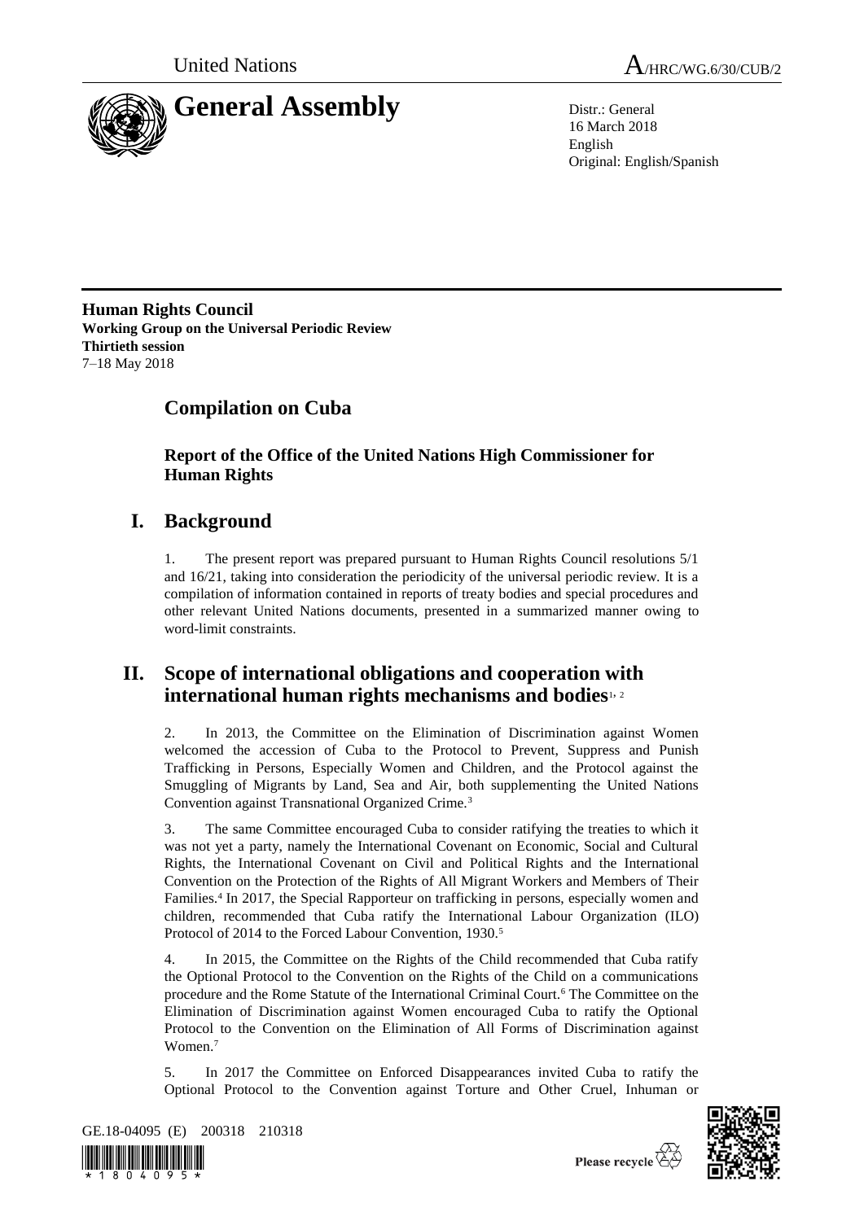United Nations

A/HRC/WG.6/30/CUB/2

# General Assembly

Distr.: General
16 March 2018
English
Original: English/Spanish

**Human Rights Council**
**Working Group on the Universal Periodic Review**
**Thirtieth session**
7–18 May 2018

# Compilation on Cuba

## Report of the Office of the United Nations High Commissioner for Human Rights

## I. Background

1. The present report was prepared pursuant to Human Rights Council resolutions 5/1 and 16/21, taking into consideration the periodicity of the universal periodic review. It is a compilation of information contained in reports of treaty bodies and special procedures and other relevant United Nations documents, presented in a summarized manner owing to word-limit constraints.

## II. Scope of international obligations and cooperation with international human rights mechanisms and bodies[1, 2]

2. In 2013, the Committee on the Elimination of Discrimination against Women welcomed the accession of Cuba to the Protocol to Prevent, Suppress and Punish Trafficking in Persons, Especially Women and Children, and the Protocol against the Smuggling of Migrants by Land, Sea and Air, both supplementing the United Nations Convention against Transnational Organized Crime.[3]

3. The same Committee encouraged Cuba to consider ratifying the treaties to which it was not yet a party, namely the International Covenant on Economic, Social and Cultural Rights, the International Covenant on Civil and Political Rights and the International Convention on the Protection of the Rights of All Migrant Workers and Members of Their Families.[4] In 2017, the Special Rapporteur on trafficking in persons, especially women and children, recommended that Cuba ratify the International Labour Organization (ILO) Protocol of 2014 to the Forced Labour Convention, 1930.[5]

4. In 2015, the Committee on the Rights of the Child recommended that Cuba ratify the Optional Protocol to the Convention on the Rights of the Child on a communications procedure and the Rome Statute of the International Criminal Court.[6] The Committee on the Elimination of Discrimination against Women encouraged Cuba to ratify the Optional Protocol to the Convention on the Elimination of All Forms of Discrimination against Women.[7]

5. In 2017 the Committee on Enforced Disappearances invited Cuba to ratify the Optional Protocol to the Convention against Torture and Other Cruel, Inhuman or

GE.18-04095 (E) 200318 210318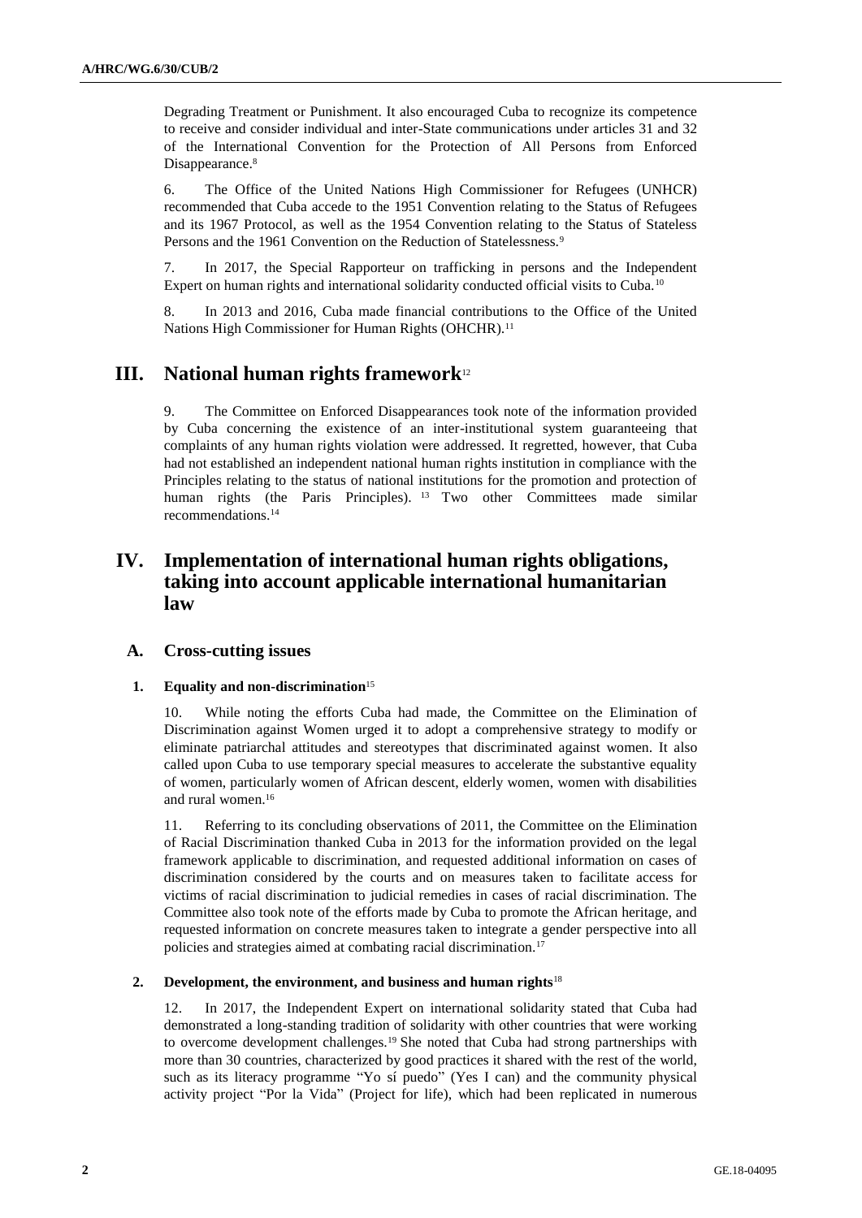Degrading Treatment or Punishment. It also encouraged Cuba to recognize its competence to receive and consider individual and inter-State communications under articles 31 and 32 of the International Convention for the Protection of All Persons from Enforced Disappearance.[8]

6. The Office of the United Nations High Commissioner for Refugees (UNHCR) recommended that Cuba accede to the 1951 Convention relating to the Status of Refugees and its 1967 Protocol, as well as the 1954 Convention relating to the Status of Stateless Persons and the 1961 Convention on the Reduction of Statelessness.[9]

7. In 2017, the Special Rapporteur on trafficking in persons and the Independent Expert on human rights and international solidarity conducted official visits to Cuba.[10]

8. In 2013 and 2016, Cuba made financial contributions to the Office of the United Nations High Commissioner for Human Rights (OHCHR).[11]

# III. National human rights framework[12]

9. The Committee on Enforced Disappearances took note of the information provided by Cuba concerning the existence of an inter-institutional system guaranteeing that complaints of any human rights violation were addressed. It regretted, however, that Cuba had not established an independent national human rights institution in compliance with the Principles relating to the status of national institutions for the promotion and protection of human rights (the Paris Principles).[13] Two other Committees made similar recommendations.[14]

# IV. Implementation of international human rights obligations, taking into account applicable international humanitarian law

## A. Cross-cutting issues

### 1. Equality and non-discrimination[15]

10. While noting the efforts Cuba had made, the Committee on the Elimination of Discrimination against Women urged it to adopt a comprehensive strategy to modify or eliminate patriarchal attitudes and stereotypes that discriminated against women. It also called upon Cuba to use temporary special measures to accelerate the substantive equality of women, particularly women of African descent, elderly women, women with disabilities and rural women.[16]

11. Referring to its concluding observations of 2011, the Committee on the Elimination of Racial Discrimination thanked Cuba in 2013 for the information provided on the legal framework applicable to discrimination, and requested additional information on cases of discrimination considered by the courts and on measures taken to facilitate access for victims of racial discrimination to judicial remedies in cases of racial discrimination. The Committee also took note of the efforts made by Cuba to promote the African heritage, and requested information on concrete measures taken to integrate a gender perspective into all policies and strategies aimed at combating racial discrimination.[17]

### 2. Development, the environment, and business and human rights[18]

12. In 2017, the Independent Expert on international solidarity stated that Cuba had demonstrated a long-standing tradition of solidarity with other countries that were working to overcome development challenges.[19] She noted that Cuba had strong partnerships with more than 30 countries, characterized by good practices it shared with the rest of the world, such as its literacy programme "Yo sí puedo" (Yes I can) and the community physical activity project "Por la Vida" (Project for life), which had been replicated in numerous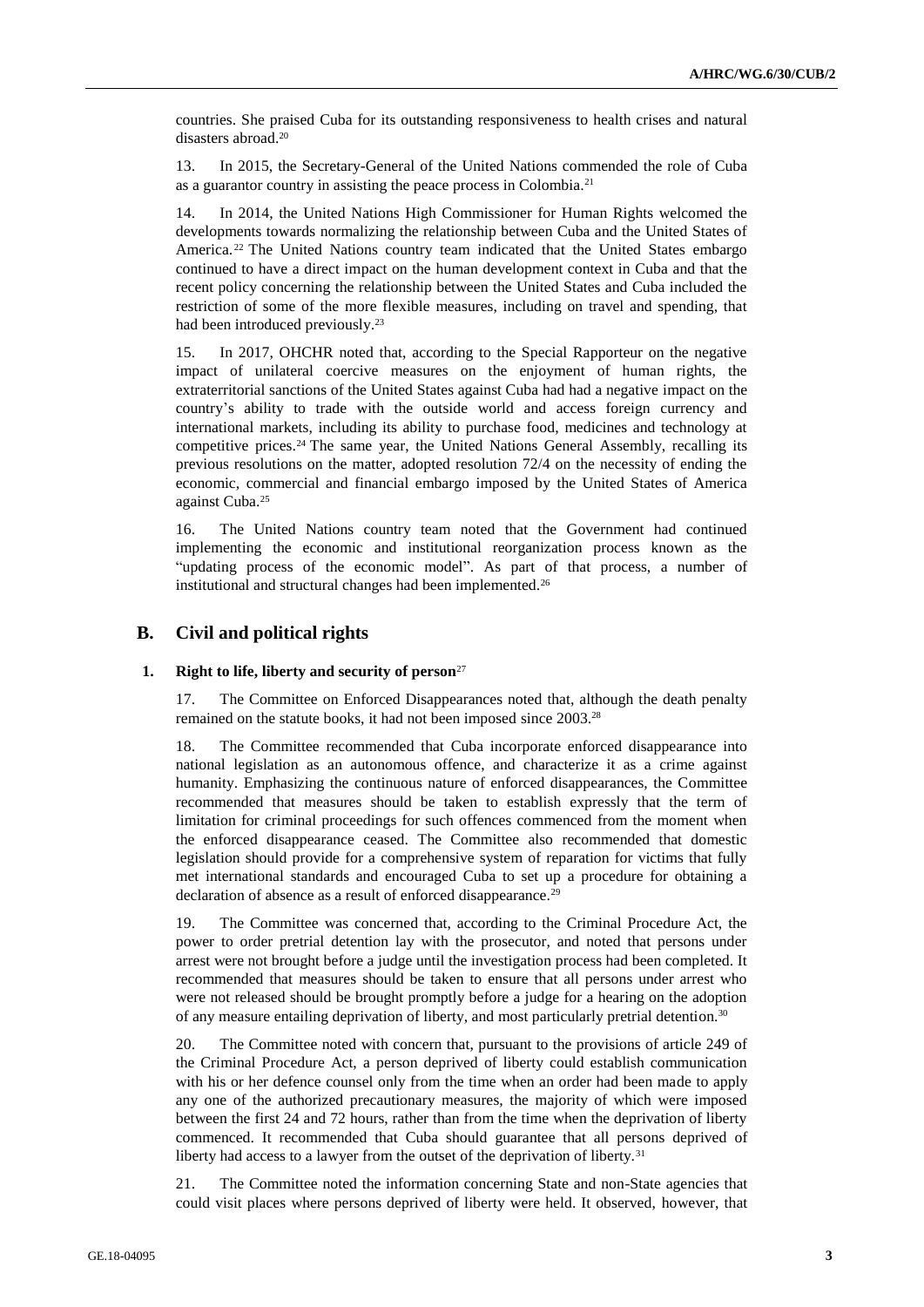countries. She praised Cuba for its outstanding responsiveness to health crises and natural disasters abroad.[20]

13. In 2015, the Secretary-General of the United Nations commended the role of Cuba as a guarantor country in assisting the peace process in Colombia.[21]

14. In 2014, the United Nations High Commissioner for Human Rights welcomed the developments towards normalizing the relationship between Cuba and the United States of America.[22] The United Nations country team indicated that the United States embargo continued to have a direct impact on the human development context in Cuba and that the recent policy concerning the relationship between the United States and Cuba included the restriction of some of the more flexible measures, including on travel and spending, that had been introduced previously.[23]

15. In 2017, OHCHR noted that, according to the Special Rapporteur on the negative impact of unilateral coercive measures on the enjoyment of human rights, the extraterritorial sanctions of the United States against Cuba had had a negative impact on the country's ability to trade with the outside world and access foreign currency and international markets, including its ability to purchase food, medicines and technology at competitive prices.[24] The same year, the United Nations General Assembly, recalling its previous resolutions on the matter, adopted resolution 72/4 on the necessity of ending the economic, commercial and financial embargo imposed by the United States of America against Cuba.[25]

16. The United Nations country team noted that the Government had continued implementing the economic and institutional reorganization process known as the "updating process of the economic model". As part of that process, a number of institutional and structural changes had been implemented.[26]

## B. Civil and political rights

### 1. Right to life, liberty and security of person[27]

17. The Committee on Enforced Disappearances noted that, although the death penalty remained on the statute books, it had not been imposed since 2003.[28]

18. The Committee recommended that Cuba incorporate enforced disappearance into national legislation as an autonomous offence, and characterize it as a crime against humanity. Emphasizing the continuous nature of enforced disappearances, the Committee recommended that measures should be taken to establish expressly that the term of limitation for criminal proceedings for such offences commenced from the moment when the enforced disappearance ceased. The Committee also recommended that domestic legislation should provide for a comprehensive system of reparation for victims that fully met international standards and encouraged Cuba to set up a procedure for obtaining a declaration of absence as a result of enforced disappearance.[29]

19. The Committee was concerned that, according to the Criminal Procedure Act, the power to order pretrial detention lay with the prosecutor, and noted that persons under arrest were not brought before a judge until the investigation process had been completed. It recommended that measures should be taken to ensure that all persons under arrest who were not released should be brought promptly before a judge for a hearing on the adoption of any measure entailing deprivation of liberty, and most particularly pretrial detention.[30]

20. The Committee noted with concern that, pursuant to the provisions of article 249 of the Criminal Procedure Act, a person deprived of liberty could establish communication with his or her defence counsel only from the time when an order had been made to apply any one of the authorized precautionary measures, the majority of which were imposed between the first 24 and 72 hours, rather than from the time when the deprivation of liberty commenced. It recommended that Cuba should guarantee that all persons deprived of liberty had access to a lawyer from the outset of the deprivation of liberty.[31]

21. The Committee noted the information concerning State and non-State agencies that could visit places where persons deprived of liberty were held. It observed, however, that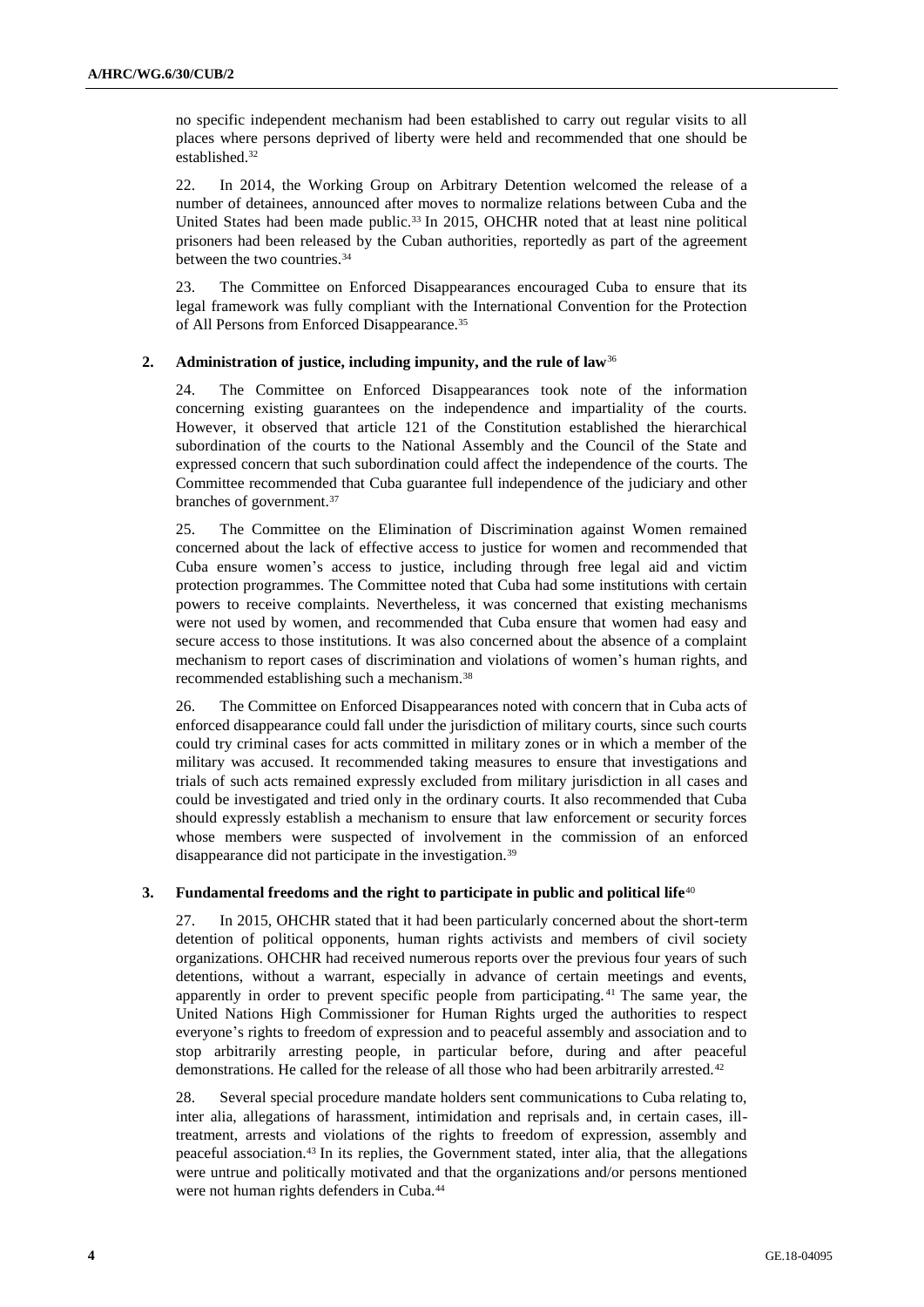no specific independent mechanism had been established to carry out regular visits to all places where persons deprived of liberty were held and recommended that one should be established.[32]

22. In 2014, the Working Group on Arbitrary Detention welcomed the release of a number of detainees, announced after moves to normalize relations between Cuba and the United States had been made public.[33] In 2015, OHCHR noted that at least nine political prisoners had been released by the Cuban authorities, reportedly as part of the agreement between the two countries.[34]

23. The Committee on Enforced Disappearances encouraged Cuba to ensure that its legal framework was fully compliant with the International Convention for the Protection of All Persons from Enforced Disappearance.[35]

### 2. Administration of justice, including impunity, and the rule of law[36]

24. The Committee on Enforced Disappearances took note of the information concerning existing guarantees on the independence and impartiality of the courts. However, it observed that article 121 of the Constitution established the hierarchical subordination of the courts to the National Assembly and the Council of the State and expressed concern that such subordination could affect the independence of the courts. The Committee recommended that Cuba guarantee full independence of the judiciary and other branches of government.[37]

25. The Committee on the Elimination of Discrimination against Women remained concerned about the lack of effective access to justice for women and recommended that Cuba ensure women's access to justice, including through free legal aid and victim protection programmes. The Committee noted that Cuba had some institutions with certain powers to receive complaints. Nevertheless, it was concerned that existing mechanisms were not used by women, and recommended that Cuba ensure that women had easy and secure access to those institutions. It was also concerned about the absence of a complaint mechanism to report cases of discrimination and violations of women's human rights, and recommended establishing such a mechanism.[38]

26. The Committee on Enforced Disappearances noted with concern that in Cuba acts of enforced disappearance could fall under the jurisdiction of military courts, since such courts could try criminal cases for acts committed in military zones or in which a member of the military was accused. It recommended taking measures to ensure that investigations and trials of such acts remained expressly excluded from military jurisdiction in all cases and could be investigated and tried only in the ordinary courts. It also recommended that Cuba should expressly establish a mechanism to ensure that law enforcement or security forces whose members were suspected of involvement in the commission of an enforced disappearance did not participate in the investigation.[39]

### 3. Fundamental freedoms and the right to participate in public and political life[40]

27. In 2015, OHCHR stated that it had been particularly concerned about the short-term detention of political opponents, human rights activists and members of civil society organizations. OHCHR had received numerous reports over the previous four years of such detentions, without a warrant, especially in advance of certain meetings and events, apparently in order to prevent specific people from participating.[41] The same year, the United Nations High Commissioner for Human Rights urged the authorities to respect everyone's rights to freedom of expression and to peaceful assembly and association and to stop arbitrarily arresting people, in particular before, during and after peaceful demonstrations. He called for the release of all those who had been arbitrarily arrested.[42]

28. Several special procedure mandate holders sent communications to Cuba relating to, inter alia, allegations of harassment, intimidation and reprisals and, in certain cases, ill-treatment, arrests and violations of the rights to freedom of expression, assembly and peaceful association.[43] In its replies, the Government stated, inter alia, that the allegations were untrue and politically motivated and that the organizations and/or persons mentioned were not human rights defenders in Cuba.[44]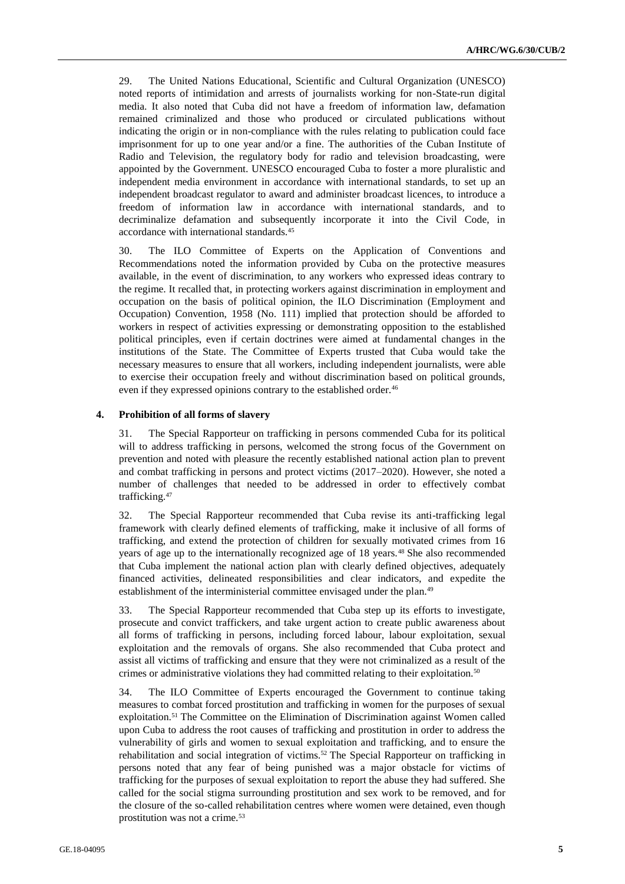29. The United Nations Educational, Scientific and Cultural Organization (UNESCO) noted reports of intimidation and arrests of journalists working for non-State-run digital media. It also noted that Cuba did not have a freedom of information law, defamation remained criminalized and those who produced or circulated publications without indicating the origin or in non-compliance with the rules relating to publication could face imprisonment for up to one year and/or a fine. The authorities of the Cuban Institute of Radio and Television, the regulatory body for radio and television broadcasting, were appointed by the Government. UNESCO encouraged Cuba to foster a more pluralistic and independent media environment in accordance with international standards, to set up an independent broadcast regulator to award and administer broadcast licences, to introduce a freedom of information law in accordance with international standards, and to decriminalize defamation and subsequently incorporate it into the Civil Code, in accordance with international standards.[45]

30. The ILO Committee of Experts on the Application of Conventions and Recommendations noted the information provided by Cuba on the protective measures available, in the event of discrimination, to any workers who expressed ideas contrary to the regime. It recalled that, in protecting workers against discrimination in employment and occupation on the basis of political opinion, the ILO Discrimination (Employment and Occupation) Convention, 1958 (No. 111) implied that protection should be afforded to workers in respect of activities expressing or demonstrating opposition to the established political principles, even if certain doctrines were aimed at fundamental changes in the institutions of the State. The Committee of Experts trusted that Cuba would take the necessary measures to ensure that all workers, including independent journalists, were able to exercise their occupation freely and without discrimination based on political grounds, even if they expressed opinions contrary to the established order.[46]

### 4. Prohibition of all forms of slavery

31. The Special Rapporteur on trafficking in persons commended Cuba for its political will to address trafficking in persons, welcomed the strong focus of the Government on prevention and noted with pleasure the recently established national action plan to prevent and combat trafficking in persons and protect victims (2017–2020). However, she noted a number of challenges that needed to be addressed in order to effectively combat trafficking.[47]

32. The Special Rapporteur recommended that Cuba revise its anti-trafficking legal framework with clearly defined elements of trafficking, make it inclusive of all forms of trafficking, and extend the protection of children for sexually motivated crimes from 16 years of age up to the internationally recognized age of 18 years.[48] She also recommended that Cuba implement the national action plan with clearly defined objectives, adequately financed activities, delineated responsibilities and clear indicators, and expedite the establishment of the interministerial committee envisaged under the plan.[49]

33. The Special Rapporteur recommended that Cuba step up its efforts to investigate, prosecute and convict traffickers, and take urgent action to create public awareness about all forms of trafficking in persons, including forced labour, labour exploitation, sexual exploitation and the removals of organs. She also recommended that Cuba protect and assist all victims of trafficking and ensure that they were not criminalized as a result of the crimes or administrative violations they had committed relating to their exploitation.[50]

34. The ILO Committee of Experts encouraged the Government to continue taking measures to combat forced prostitution and trafficking in women for the purposes of sexual exploitation.[51] The Committee on the Elimination of Discrimination against Women called upon Cuba to address the root causes of trafficking and prostitution in order to address the vulnerability of girls and women to sexual exploitation and trafficking, and to ensure the rehabilitation and social integration of victims.[52] The Special Rapporteur on trafficking in persons noted that any fear of being punished was a major obstacle for victims of trafficking for the purposes of sexual exploitation to report the abuse they had suffered. She called for the social stigma surrounding prostitution and sex work to be removed, and for the closure of the so-called rehabilitation centres where women were detained, even though prostitution was not a crime.[53]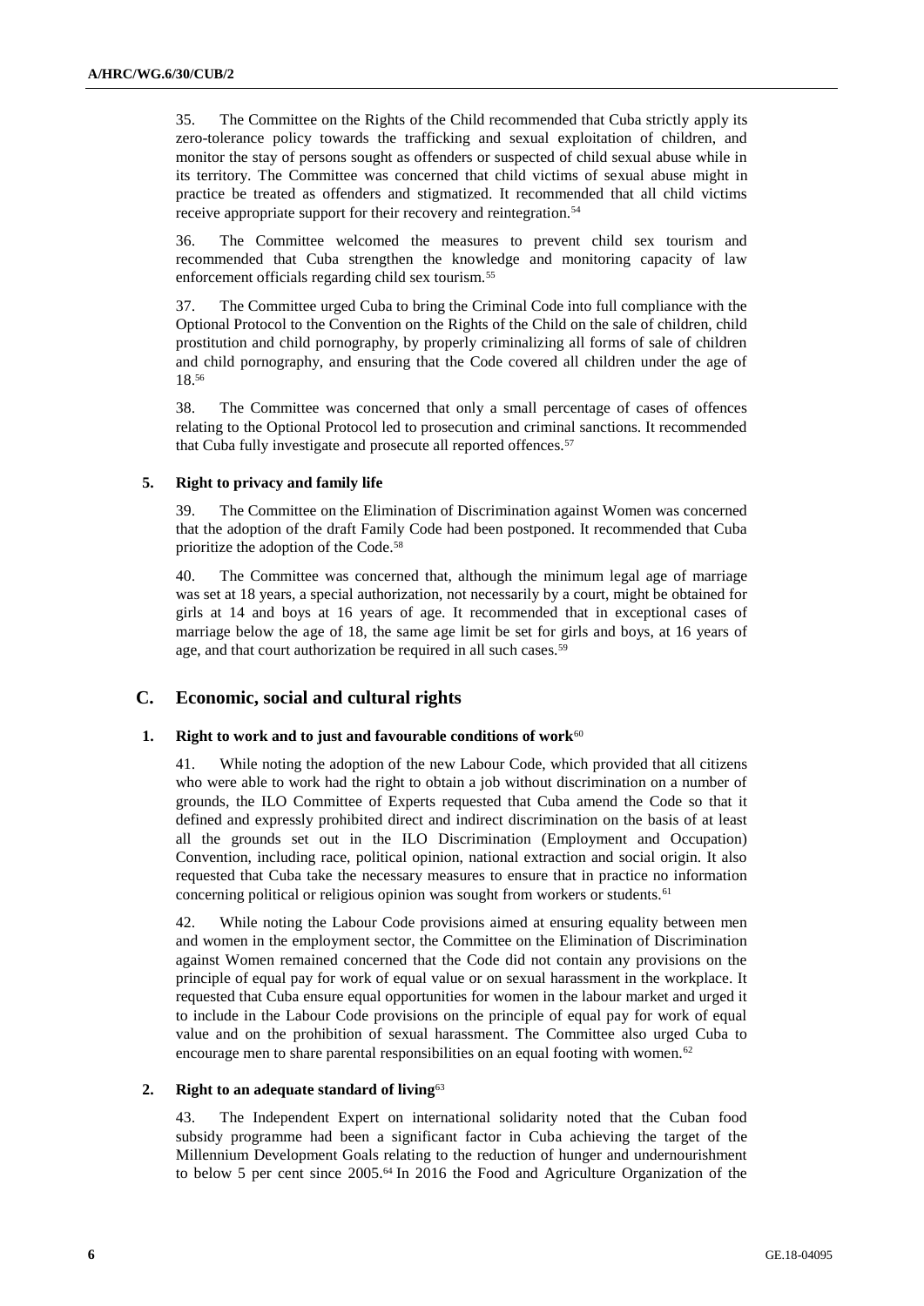35. The Committee on the Rights of the Child recommended that Cuba strictly apply its zero-tolerance policy towards the trafficking and sexual exploitation of children, and monitor the stay of persons sought as offenders or suspected of child sexual abuse while in its territory. The Committee was concerned that child victims of sexual abuse might in practice be treated as offenders and stigmatized. It recommended that all child victims receive appropriate support for their recovery and reintegration.[54]

36. The Committee welcomed the measures to prevent child sex tourism and recommended that Cuba strengthen the knowledge and monitoring capacity of law enforcement officials regarding child sex tourism.[55]

37. The Committee urged Cuba to bring the Criminal Code into full compliance with the Optional Protocol to the Convention on the Rights of the Child on the sale of children, child prostitution and child pornography, by properly criminalizing all forms of sale of children and child pornography, and ensuring that the Code covered all children under the age of 18.[56]

38. The Committee was concerned that only a small percentage of cases of offences relating to the Optional Protocol led to prosecution and criminal sanctions. It recommended that Cuba fully investigate and prosecute all reported offences.[57]

### 5. Right to privacy and family life

39. The Committee on the Elimination of Discrimination against Women was concerned that the adoption of the draft Family Code had been postponed. It recommended that Cuba prioritize the adoption of the Code.[58]

40. The Committee was concerned that, although the minimum legal age of marriage was set at 18 years, a special authorization, not necessarily by a court, might be obtained for girls at 14 and boys at 16 years of age. It recommended that in exceptional cases of marriage below the age of 18, the same age limit be set for girls and boys, at 16 years of age, and that court authorization be required in all such cases.[59]

## C. Economic, social and cultural rights

### 1. Right to work and to just and favourable conditions of work[60]

41. While noting the adoption of the new Labour Code, which provided that all citizens who were able to work had the right to obtain a job without discrimination on a number of grounds, the ILO Committee of Experts requested that Cuba amend the Code so that it defined and expressly prohibited direct and indirect discrimination on the basis of at least all the grounds set out in the ILO Discrimination (Employment and Occupation) Convention, including race, political opinion, national extraction and social origin. It also requested that Cuba take the necessary measures to ensure that in practice no information concerning political or religious opinion was sought from workers or students.[61]

42. While noting the Labour Code provisions aimed at ensuring equality between men and women in the employment sector, the Committee on the Elimination of Discrimination against Women remained concerned that the Code did not contain any provisions on the principle of equal pay for work of equal value or on sexual harassment in the workplace. It requested that Cuba ensure equal opportunities for women in the labour market and urged it to include in the Labour Code provisions on the principle of equal pay for work of equal value and on the prohibition of sexual harassment. The Committee also urged Cuba to encourage men to share parental responsibilities on an equal footing with women.[62]

### 2. Right to an adequate standard of living[63]

43. The Independent Expert on international solidarity noted that the Cuban food subsidy programme had been a significant factor in Cuba achieving the target of the Millennium Development Goals relating to the reduction of hunger and undernourishment to below 5 per cent since 2005.[64] In 2016 the Food and Agriculture Organization of the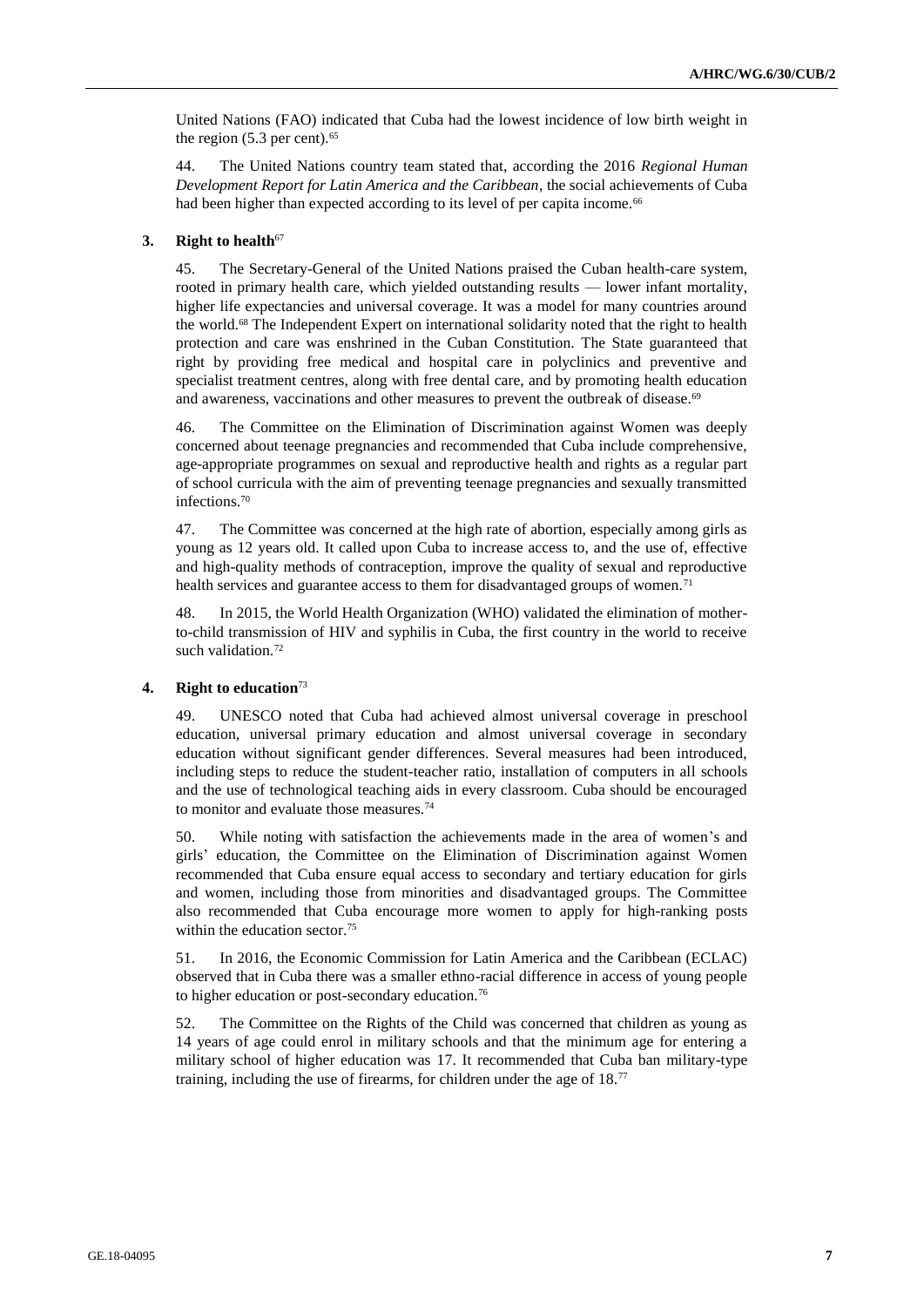United Nations (FAO) indicated that Cuba had the lowest incidence of low birth weight in the region (5.3 per cent).[65]

44. The United Nations country team stated that, according the 2016 *Regional Human Development Report for Latin America and the Caribbean*, the social achievements of Cuba had been higher than expected according to its level of per capita income.[66]

### 3. Right to health[67]

45. The Secretary-General of the United Nations praised the Cuban health-care system, rooted in primary health care, which yielded outstanding results — lower infant mortality, higher life expectancies and universal coverage. It was a model for many countries around the world.[68] The Independent Expert on international solidarity noted that the right to health protection and care was enshrined in the Cuban Constitution. The State guaranteed that right by providing free medical and hospital care in polyclinics and preventive and specialist treatment centres, along with free dental care, and by promoting health education and awareness, vaccinations and other measures to prevent the outbreak of disease.[69]

46. The Committee on the Elimination of Discrimination against Women was deeply concerned about teenage pregnancies and recommended that Cuba include comprehensive, age-appropriate programmes on sexual and reproductive health and rights as a regular part of school curricula with the aim of preventing teenage pregnancies and sexually transmitted infections.[70]

47. The Committee was concerned at the high rate of abortion, especially among girls as young as 12 years old. It called upon Cuba to increase access to, and the use of, effective and high-quality methods of contraception, improve the quality of sexual and reproductive health services and guarantee access to them for disadvantaged groups of women.[71]

48. In 2015, the World Health Organization (WHO) validated the elimination of mother-to-child transmission of HIV and syphilis in Cuba, the first country in the world to receive such validation.[72]

### 4. Right to education[73]

49. UNESCO noted that Cuba had achieved almost universal coverage in preschool education, universal primary education and almost universal coverage in secondary education without significant gender differences. Several measures had been introduced, including steps to reduce the student-teacher ratio, installation of computers in all schools and the use of technological teaching aids in every classroom. Cuba should be encouraged to monitor and evaluate those measures.[74]

50. While noting with satisfaction the achievements made in the area of women's and girls' education, the Committee on the Elimination of Discrimination against Women recommended that Cuba ensure equal access to secondary and tertiary education for girls and women, including those from minorities and disadvantaged groups. The Committee also recommended that Cuba encourage more women to apply for high-ranking posts within the education sector.[75]

51. In 2016, the Economic Commission for Latin America and the Caribbean (ECLAC) observed that in Cuba there was a smaller ethno-racial difference in access of young people to higher education or post-secondary education.[76]

52. The Committee on the Rights of the Child was concerned that children as young as 14 years of age could enrol in military schools and that the minimum age for entering a military school of higher education was 17. It recommended that Cuba ban military-type training, including the use of firearms, for children under the age of 18.[77]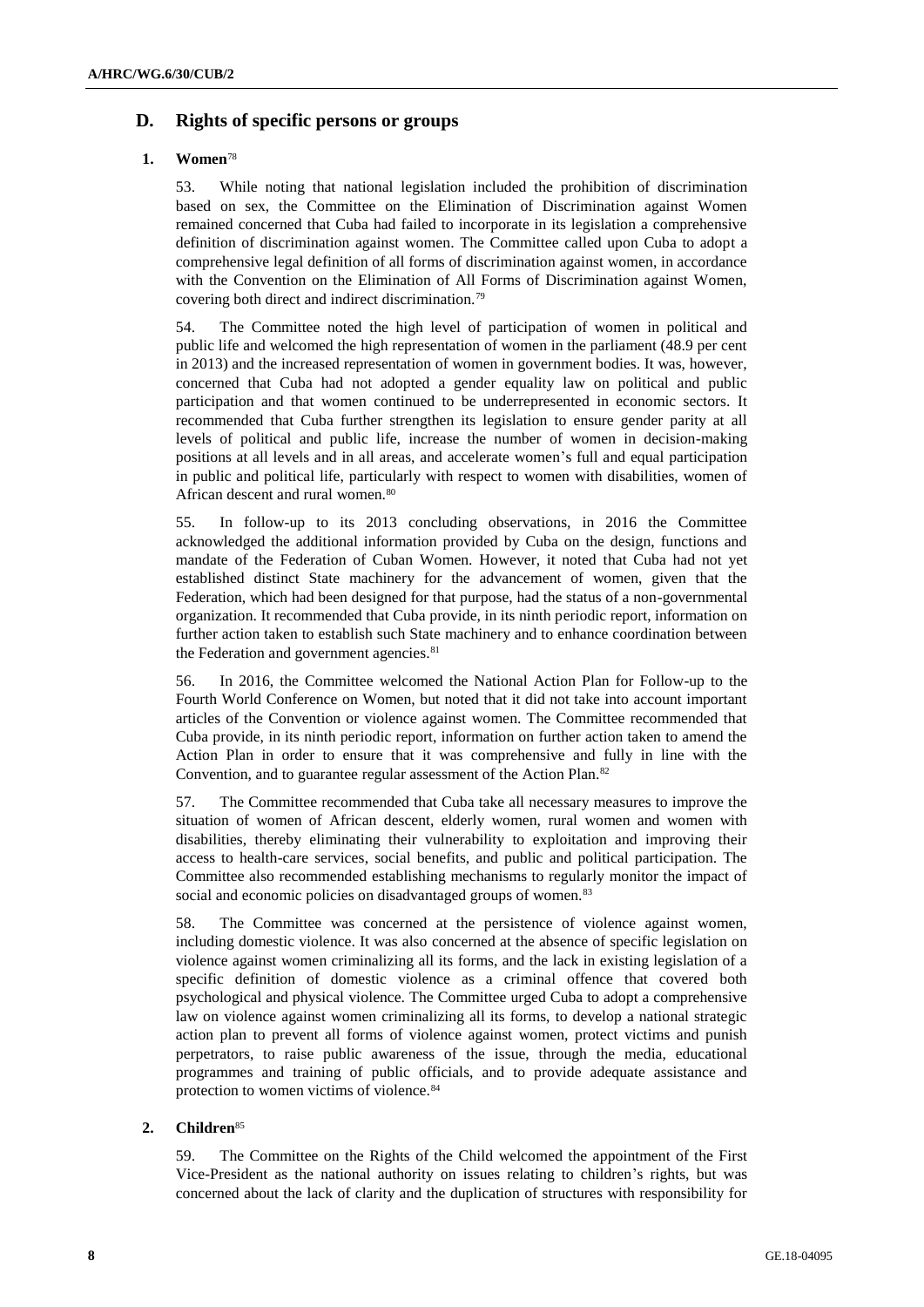## D. Rights of specific persons or groups

### 1. Women[78]

53. While noting that national legislation included the prohibition of discrimination based on sex, the Committee on the Elimination of Discrimination against Women remained concerned that Cuba had failed to incorporate in its legislation a comprehensive definition of discrimination against women. The Committee called upon Cuba to adopt a comprehensive legal definition of all forms of discrimination against women, in accordance with the Convention on the Elimination of All Forms of Discrimination against Women, covering both direct and indirect discrimination.[79]

54. The Committee noted the high level of participation of women in political and public life and welcomed the high representation of women in the parliament (48.9 per cent in 2013) and the increased representation of women in government bodies. It was, however, concerned that Cuba had not adopted a gender equality law on political and public participation and that women continued to be underrepresented in economic sectors. It recommended that Cuba further strengthen its legislation to ensure gender parity at all levels of political and public life, increase the number of women in decision-making positions at all levels and in all areas, and accelerate women's full and equal participation in public and political life, particularly with respect to women with disabilities, women of African descent and rural women.[80]

55. In follow-up to its 2013 concluding observations, in 2016 the Committee acknowledged the additional information provided by Cuba on the design, functions and mandate of the Federation of Cuban Women. However, it noted that Cuba had not yet established distinct State machinery for the advancement of women, given that the Federation, which had been designed for that purpose, had the status of a non-governmental organization. It recommended that Cuba provide, in its ninth periodic report, information on further action taken to establish such State machinery and to enhance coordination between the Federation and government agencies.[81]

56. In 2016, the Committee welcomed the National Action Plan for Follow-up to the Fourth World Conference on Women, but noted that it did not take into account important articles of the Convention or violence against women. The Committee recommended that Cuba provide, in its ninth periodic report, information on further action taken to amend the Action Plan in order to ensure that it was comprehensive and fully in line with the Convention, and to guarantee regular assessment of the Action Plan.[82]

57. The Committee recommended that Cuba take all necessary measures to improve the situation of women of African descent, elderly women, rural women and women with disabilities, thereby eliminating their vulnerability to exploitation and improving their access to health-care services, social benefits, and public and political participation. The Committee also recommended establishing mechanisms to regularly monitor the impact of social and economic policies on disadvantaged groups of women.[83]

58. The Committee was concerned at the persistence of violence against women, including domestic violence. It was also concerned at the absence of specific legislation on violence against women criminalizing all its forms, and the lack in existing legislation of a specific definition of domestic violence as a criminal offence that covered both psychological and physical violence. The Committee urged Cuba to adopt a comprehensive law on violence against women criminalizing all its forms, to develop a national strategic action plan to prevent all forms of violence against women, protect victims and punish perpetrators, to raise public awareness of the issue, through the media, educational programmes and training of public officials, and to provide adequate assistance and protection to women victims of violence.[84]

### 2. Children[85]

59. The Committee on the Rights of the Child welcomed the appointment of the First Vice-President as the national authority on issues relating to children's rights, but was concerned about the lack of clarity and the duplication of structures with responsibility for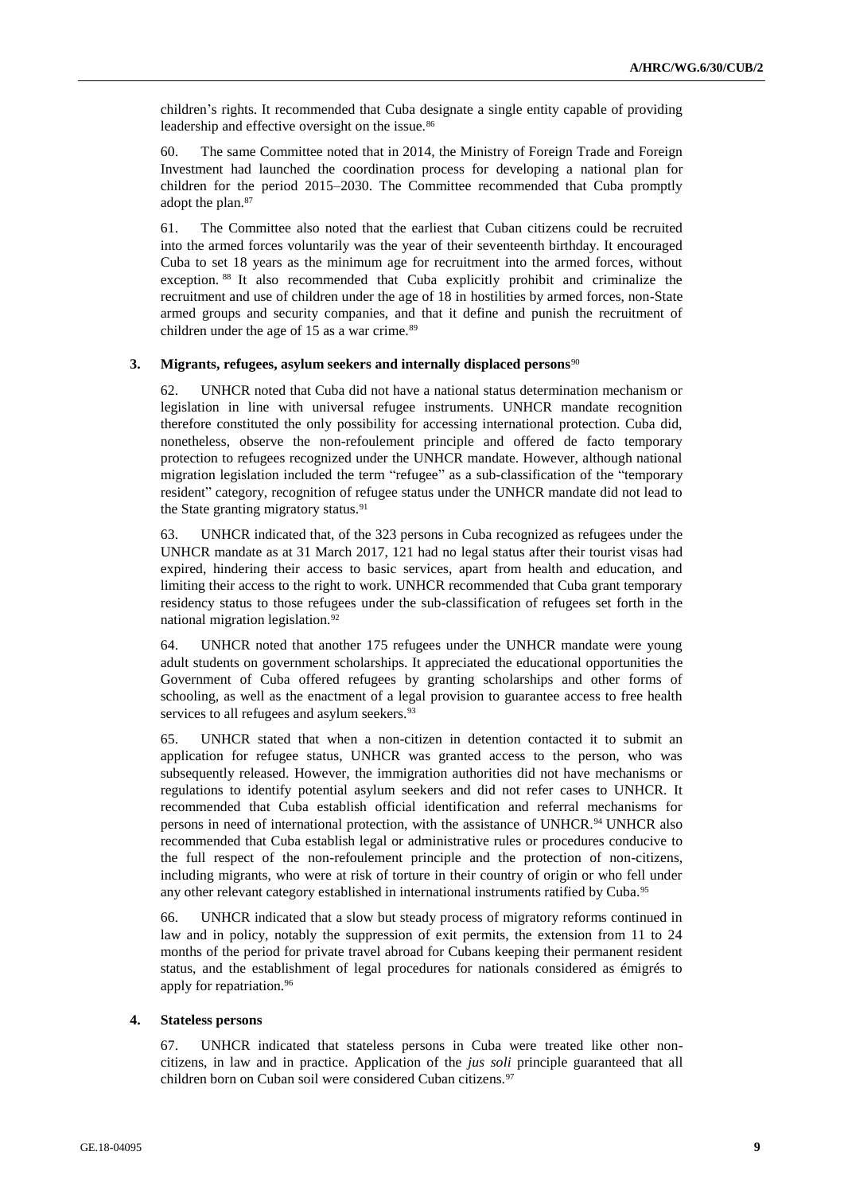children's rights. It recommended that Cuba designate a single entity capable of providing leadership and effective oversight on the issue.[86]

60. The same Committee noted that in 2014, the Ministry of Foreign Trade and Foreign Investment had launched the coordination process for developing a national plan for children for the period 2015–2030. The Committee recommended that Cuba promptly adopt the plan.[87]

61. The Committee also noted that the earliest that Cuban citizens could be recruited into the armed forces voluntarily was the year of their seventeenth birthday. It encouraged Cuba to set 18 years as the minimum age for recruitment into the armed forces, without exception.[88] It also recommended that Cuba explicitly prohibit and criminalize the recruitment and use of children under the age of 18 in hostilities by armed forces, non-State armed groups and security companies, and that it define and punish the recruitment of children under the age of 15 as a war crime.[89]

### 3. Migrants, refugees, asylum seekers and internally displaced persons[90]

62. UNHCR noted that Cuba did not have a national status determination mechanism or legislation in line with universal refugee instruments. UNHCR mandate recognition therefore constituted the only possibility for accessing international protection. Cuba did, nonetheless, observe the non-refoulement principle and offered de facto temporary protection to refugees recognized under the UNHCR mandate. However, although national migration legislation included the term "refugee" as a sub-classification of the "temporary resident" category, recognition of refugee status under the UNHCR mandate did not lead to the State granting migratory status.[91]

63. UNHCR indicated that, of the 323 persons in Cuba recognized as refugees under the UNHCR mandate as at 31 March 2017, 121 had no legal status after their tourist visas had expired, hindering their access to basic services, apart from health and education, and limiting their access to the right to work. UNHCR recommended that Cuba grant temporary residency status to those refugees under the sub-classification of refugees set forth in the national migration legislation.[92]

64. UNHCR noted that another 175 refugees under the UNHCR mandate were young adult students on government scholarships. It appreciated the educational opportunities the Government of Cuba offered refugees by granting scholarships and other forms of schooling, as well as the enactment of a legal provision to guarantee access to free health services to all refugees and asylum seekers.[93]

65. UNHCR stated that when a non-citizen in detention contacted it to submit an application for refugee status, UNHCR was granted access to the person, who was subsequently released. However, the immigration authorities did not have mechanisms or regulations to identify potential asylum seekers and did not refer cases to UNHCR. It recommended that Cuba establish official identification and referral mechanisms for persons in need of international protection, with the assistance of UNHCR.[94] UNHCR also recommended that Cuba establish legal or administrative rules or procedures conducive to the full respect of the non-refoulement principle and the protection of non-citizens, including migrants, who were at risk of torture in their country of origin or who fell under any other relevant category established in international instruments ratified by Cuba.[95]

66. UNHCR indicated that a slow but steady process of migratory reforms continued in law and in policy, notably the suppression of exit permits, the extension from 11 to 24 months of the period for private travel abroad for Cubans keeping their permanent resident status, and the establishment of legal procedures for nationals considered as émigrés to apply for repatriation.[96]

### 4. Stateless persons

67. UNHCR indicated that stateless persons in Cuba were treated like other non-citizens, in law and in practice. Application of the *jus soli* principle guaranteed that all children born on Cuban soil were considered Cuban citizens.[97]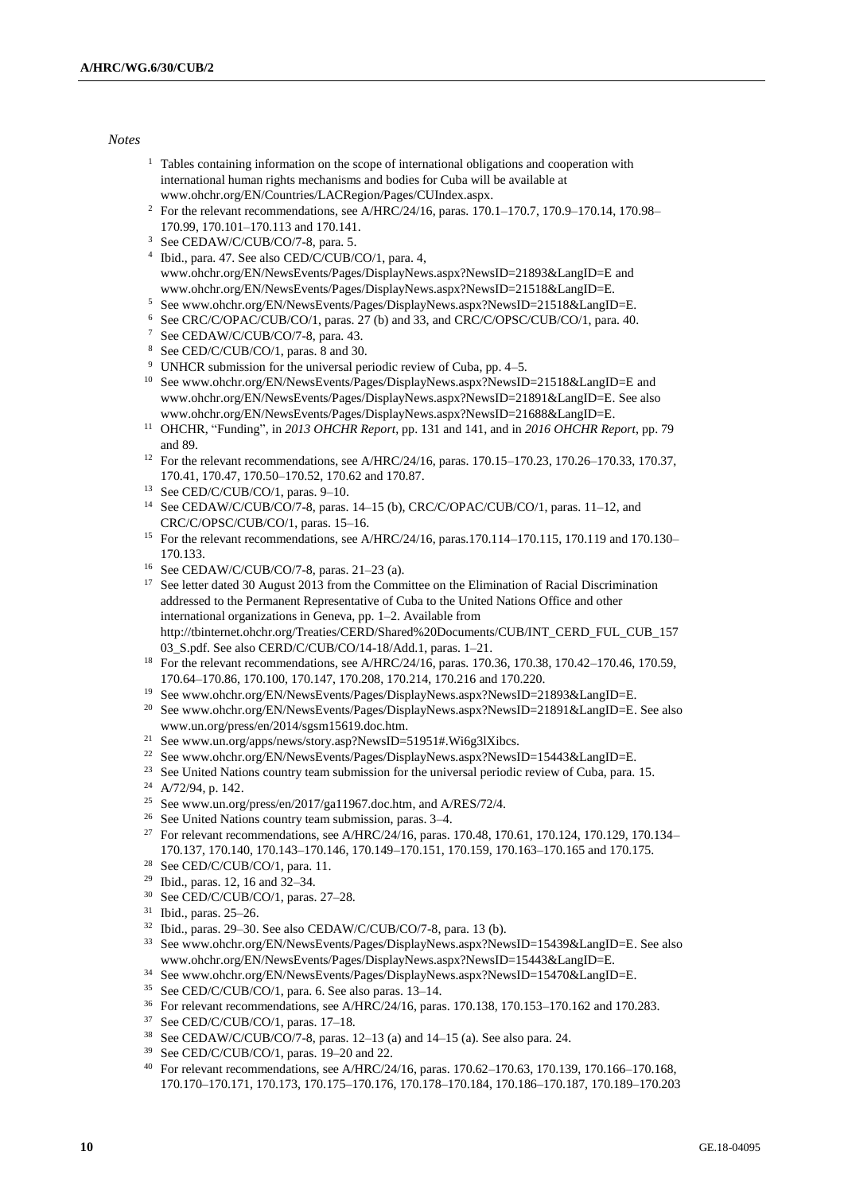*Notes*

1 Tables containing information on the scope of international obligations and cooperation with international human rights mechanisms and bodies for Cuba will be available at www.ohchr.org/EN/Countries/LACRegion/Pages/CUIndex.aspx.
2 For the relevant recommendations, see A/HRC/24/16, paras. 170.1–170.7, 170.9–170.14, 170.98–170.99, 170.101–170.113 and 170.141.
3 See CEDAW/C/CUB/CO/7-8, para. 5.
4 Ibid., para. 47. See also CED/C/CUB/CO/1, para. 4, www.ohchr.org/EN/NewsEvents/Pages/DisplayNews.aspx?NewsID=21893&LangID=E and www.ohchr.org/EN/NewsEvents/Pages/DisplayNews.aspx?NewsID=21518&LangID=E.
5 See www.ohchr.org/EN/NewsEvents/Pages/DisplayNews.aspx?NewsID=21518&LangID=E.
6 See CRC/C/OPAC/CUB/CO/1, paras. 27 (b) and 33, and CRC/C/OPSC/CUB/CO/1, para. 40.
7 See CEDAW/C/CUB/CO/7-8, para. 43.
8 See CED/C/CUB/CO/1, paras. 8 and 30.
9 UNHCR submission for the universal periodic review of Cuba, pp. 4–5.
10 See www.ohchr.org/EN/NewsEvents/Pages/DisplayNews.aspx?NewsID=21518&LangID=E and www.ohchr.org/EN/NewsEvents/Pages/DisplayNews.aspx?NewsID=21891&LangID=E. See also www.ohchr.org/EN/NewsEvents/Pages/DisplayNews.aspx?NewsID=21688&LangID=E.
11 OHCHR, "Funding", in *2013 OHCHR Report*, pp. 131 and 141, and in *2016 OHCHR Report*, pp. 79 and 89.
12 For the relevant recommendations, see A/HRC/24/16, paras. 170.15–170.23, 170.26–170.33, 170.37, 170.41, 170.47, 170.50–170.52, 170.62 and 170.87.
13 See CED/C/CUB/CO/1, paras. 9–10.
14 See CEDAW/C/CUB/CO/7-8, paras. 14–15 (b), CRC/C/OPAC/CUB/CO/1, paras. 11–12, and CRC/C/OPSC/CUB/CO/1, paras. 15–16.
15 For the relevant recommendations, see A/HRC/24/16, paras.170.114–170.115, 170.119 and 170.130–170.133.
16 See CEDAW/C/CUB/CO/7-8, paras. 21–23 (a).
17 See letter dated 30 August 2013 from the Committee on the Elimination of Racial Discrimination addressed to the Permanent Representative of Cuba to the United Nations Office and other international organizations in Geneva, pp. 1–2. Available from http://tbinternet.ohchr.org/Treaties/CERD/Shared%20Documents/CUB/INT_CERD_FUL_CUB_15703_S.pdf. See also CERD/C/CUB/CO/14-18/Add.1, paras. 1–21.
18 For the relevant recommendations, see A/HRC/24/16, paras. 170.36, 170.38, 170.42–170.46, 170.59, 170.64–170.86, 170.100, 170.147, 170.208, 170.214, 170.216 and 170.220.
19 See www.ohchr.org/EN/NewsEvents/Pages/DisplayNews.aspx?NewsID=21893&LangID=E.
20 See www.ohchr.org/EN/NewsEvents/Pages/DisplayNews.aspx?NewsID=21891&LangID=E. See also www.un.org/press/en/2014/sgsm15619.doc.htm.
21 See www.un.org/apps/news/story.asp?NewsID=51951#.Wi6g3lXibcs.
22 See www.ohchr.org/EN/NewsEvents/Pages/DisplayNews.aspx?NewsID=15443&LangID=E.
23 See United Nations country team submission for the universal periodic review of Cuba, para. 15.
24 A/72/94, p. 142.
25 See www.un.org/press/en/2017/ga11967.doc.htm, and A/RES/72/4.
26 See United Nations country team submission, paras. 3–4.
27 For relevant recommendations, see A/HRC/24/16, paras. 170.48, 170.61, 170.124, 170.129, 170.134–170.137, 170.140, 170.143–170.146, 170.149–170.151, 170.159, 170.163–170.165 and 170.175.
28 See CED/C/CUB/CO/1, para. 11.
29 Ibid., paras. 12, 16 and 32–34.
30 See CED/C/CUB/CO/1, paras. 27–28.
31 Ibid., paras. 25–26.
32 Ibid., paras. 29–30. See also CEDAW/C/CUB/CO/7-8, para. 13 (b).
33 See www.ohchr.org/EN/NewsEvents/Pages/DisplayNews.aspx?NewsID=15439&LangID=E. See also www.ohchr.org/EN/NewsEvents/Pages/DisplayNews.aspx?NewsID=15443&LangID=E.
34 See www.ohchr.org/EN/NewsEvents/Pages/DisplayNews.aspx?NewsID=15470&LangID=E.
35 See CED/C/CUB/CO/1, para. 6. See also paras. 13–14.
36 For relevant recommendations, see A/HRC/24/16, paras. 170.138, 170.153–170.162 and 170.283.
37 See CED/C/CUB/CO/1, paras. 17–18.
38 See CEDAW/C/CUB/CO/7-8, paras. 12–13 (a) and 14–15 (a). See also para. 24.
39 See CED/C/CUB/CO/1, paras. 19–20 and 22.
40 For relevant recommendations, see A/HRC/24/16, paras. 170.62–170.63, 170.139, 170.166–170.168, 170.170–170.171, 170.173, 170.175–170.176, 170.178–170.184, 170.186–170.187, 170.189–170.203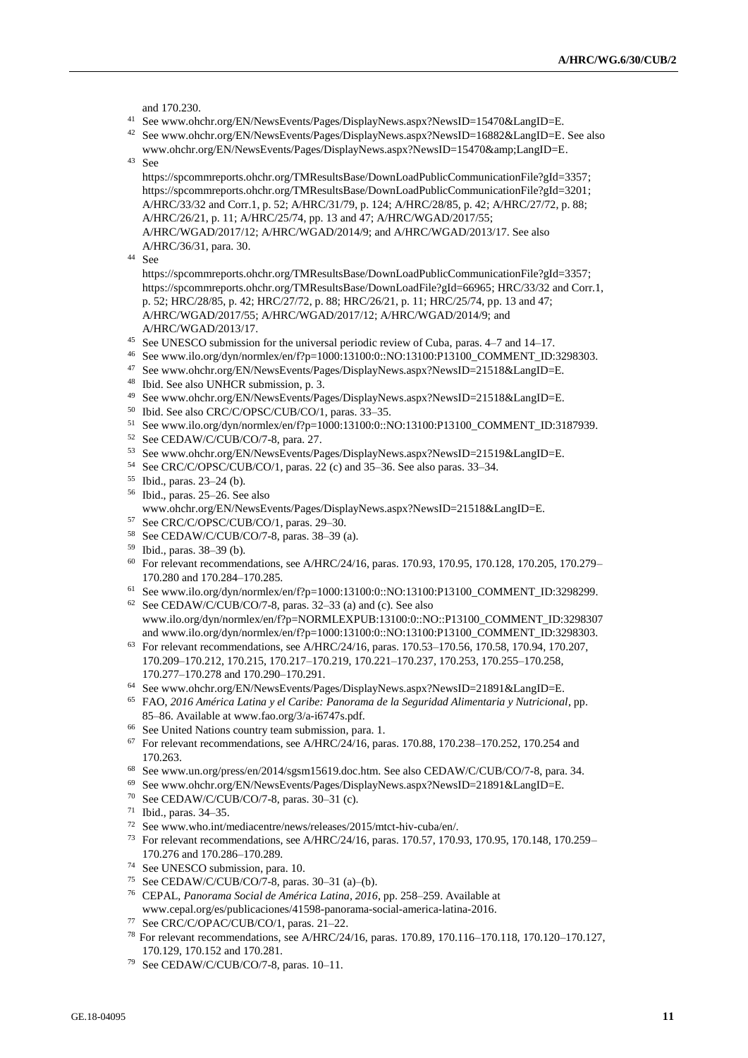and 170.230.

[41] See www.ohchr.org/EN/NewsEvents/Pages/DisplayNews.aspx?NewsID=15470&LangID=E.

[42] See www.ohchr.org/EN/NewsEvents/Pages/DisplayNews.aspx?NewsID=16882&LangID=E. See also www.ohchr.org/EN/NewsEvents/Pages/DisplayNews.aspx?NewsID=15470&amp;LangID=E.

[43] See https://spcommreports.ohchr.org/TMResultsBase/DownLoadPublicCommunicationFile?gId=3357; https://spcommreports.ohchr.org/TMResultsBase/DownLoadPublicCommunicationFile?gId=3201; A/HRC/33/32 and Corr.1, p. 52; A/HRC/31/79, p. 124; A/HRC/28/85, p. 42; A/HRC/27/72, p. 88; A/HRC/26/21, p. 11; A/HRC/25/74, pp. 13 and 47; A/HRC/WGAD/2017/55; A/HRC/WGAD/2017/12; A/HRC/WGAD/2014/9; and A/HRC/WGAD/2013/17. See also A/HRC/36/31, para. 30.

[44] See https://spcommreports.ohchr.org/TMResultsBase/DownLoadPublicCommunicationFile?gId=3357; https://spcommreports.ohchr.org/TMResultsBase/DownLoadFile?gId=66965; HRC/33/32 and Corr.1, p. 52; HRC/28/85, p. 42; HRC/27/72, p. 88; HRC/26/21, p. 11; HRC/25/74, pp. 13 and 47; A/HRC/WGAD/2017/55; A/HRC/WGAD/2017/12; A/HRC/WGAD/2014/9; and A/HRC/WGAD/2013/17.

[45] See UNESCO submission for the universal periodic review of Cuba, paras. 4–7 and 14–17.

[46] See www.ilo.org/dyn/normlex/en/f?p=1000:13100:0::NO:13100:P13100_COMMENT_ID:3298303.

[47] See www.ohchr.org/EN/NewsEvents/Pages/DisplayNews.aspx?NewsID=21518&LangID=E.

[48] Ibid. See also UNHCR submission, p. 3.

[49] See www.ohchr.org/EN/NewsEvents/Pages/DisplayNews.aspx?NewsID=21518&LangID=E.

[50] Ibid. See also CRC/C/OPSC/CUB/CO/1, paras. 33–35.

[51] See www.ilo.org/dyn/normlex/en/f?p=1000:13100:0::NO:13100:P13100_COMMENT_ID:3187939.

[52] See CEDAW/C/CUB/CO/7-8, para. 27.

[53] See www.ohchr.org/EN/NewsEvents/Pages/DisplayNews.aspx?NewsID=21519&LangID=E.

[54] See CRC/C/OPSC/CUB/CO/1, paras. 22 (c) and 35–36. See also paras. 33–34.

[55] Ibid., paras. 23–24 (b).

[56] Ibid., paras. 25–26. See also www.ohchr.org/EN/NewsEvents/Pages/DisplayNews.aspx?NewsID=21518&LangID=E.

[57] See CRC/C/OPSC/CUB/CO/1, paras. 29–30.

[58] See CEDAW/C/CUB/CO/7-8, paras. 38–39 (a).

[59] Ibid., paras. 38–39 (b).

[60] For relevant recommendations, see A/HRC/24/16, paras. 170.93, 170.95, 170.128, 170.205, 170.279–170.280 and 170.284–170.285.

[61] See www.ilo.org/dyn/normlex/en/f?p=1000:13100:0::NO:13100:P13100_COMMENT_ID:3298299.

[62] See CEDAW/C/CUB/CO/7-8, paras. 32–33 (a) and (c). See also www.ilo.org/dyn/normlex/en/f?p=NORMLEXPUB:13100:0::NO::P13100_COMMENT_ID:3298307 and www.ilo.org/dyn/normlex/en/f?p=1000:13100:0::NO:13100:P13100_COMMENT_ID:3298303.

[63] For relevant recommendations, see A/HRC/24/16, paras. 170.53–170.56, 170.58, 170.94, 170.207, 170.209–170.212, 170.215, 170.217–170.219, 170.221–170.237, 170.253, 170.255–170.258, 170.277–170.278 and 170.290–170.291.

[64] See www.ohchr.org/EN/NewsEvents/Pages/DisplayNews.aspx?NewsID=21891&LangID=E.

[65] FAO, *2016 América Latina y el Caribe: Panorama de la Seguridad Alimentaria y Nutricional*, pp. 85–86. Available at www.fao.org/3/a-i6747s.pdf.

[66] See United Nations country team submission, para. 1.

[67] For relevant recommendations, see A/HRC/24/16, paras. 170.88, 170.238–170.252, 170.254 and 170.263.

[68] See www.un.org/press/en/2014/sgsm15619.doc.htm. See also CEDAW/C/CUB/CO/7-8, para. 34.

[69] See www.ohchr.org/EN/NewsEvents/Pages/DisplayNews.aspx?NewsID=21891&LangID=E.

[70] See CEDAW/C/CUB/CO/7-8, paras. 30–31 (c).

[71] Ibid., paras. 34–35.

[72] See www.who.int/mediacentre/news/releases/2015/mtct-hiv-cuba/en/.

[73] For relevant recommendations, see A/HRC/24/16, paras. 170.57, 170.93, 170.95, 170.148, 170.259–170.276 and 170.286–170.289.

[74] See UNESCO submission, para. 10.

[75] See CEDAW/C/CUB/CO/7-8, paras. 30–31 (a)–(b).

[76] CEPAL, *Panorama Social de América Latina, 2016*, pp. 258–259. Available at www.cepal.org/es/publicaciones/41598-panorama-social-america-latina-2016.

[77] See CRC/C/OPAC/CUB/CO/1, paras. 21–22.

[78] For relevant recommendations, see A/HRC/24/16, paras. 170.89, 170.116–170.118, 170.120–170.127, 170.129, 170.152 and 170.281.

[79] See CEDAW/C/CUB/CO/7-8, paras. 10–11.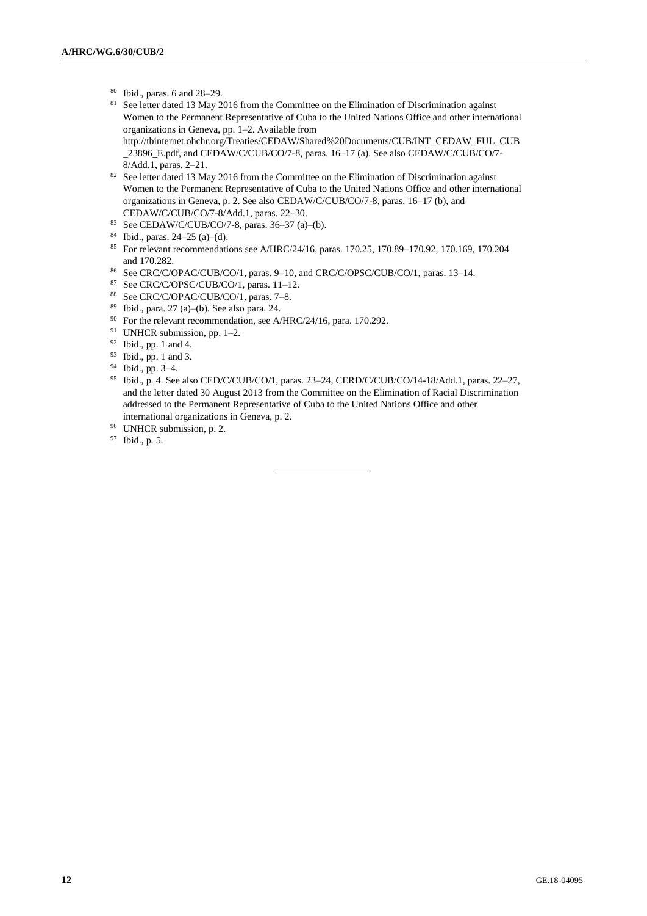[80] Ibid., paras. 6 and 28–29.

[81] See letter dated 13 May 2016 from the Committee on the Elimination of Discrimination against Women to the Permanent Representative of Cuba to the United Nations Office and other international organizations in Geneva, pp. 1–2. Available from http://tbinternet.ohchr.org/Treaties/CEDAW/Shared%20Documents/CUB/INT_CEDAW_FUL_CUB_23896_E.pdf, and CEDAW/C/CUB/CO/7-8, paras. 16–17 (a). See also CEDAW/C/CUB/CO/7-8/Add.1, paras. 2–21.

[82] See letter dated 13 May 2016 from the Committee on the Elimination of Discrimination against Women to the Permanent Representative of Cuba to the United Nations Office and other international organizations in Geneva, p. 2. See also CEDAW/C/CUB/CO/7-8, paras. 16–17 (b), and CEDAW/C/CUB/CO/7-8/Add.1, paras. 22–30.

[83] See CEDAW/C/CUB/CO/7-8, paras. 36–37 (a)–(b).

[84] Ibid., paras. 24–25 (a)–(d).

[85] For relevant recommendations see A/HRC/24/16, paras. 170.25, 170.89–170.92, 170.169, 170.204 and 170.282.

[86] See CRC/C/OPAC/CUB/CO/1, paras. 9–10, and CRC/C/OPSC/CUB/CO/1, paras. 13–14.

[87] See CRC/C/OPSC/CUB/CO/1, paras. 11–12.

[88] See CRC/C/OPAC/CUB/CO/1, paras. 7–8.

[89] Ibid., para. 27 (a)–(b). See also para. 24.

[90] For the relevant recommendation, see A/HRC/24/16, para. 170.292.

[91] UNHCR submission, pp. 1–2.

[92] Ibid., pp. 1 and 4.

[93] Ibid., pp. 1 and 3.

[94] Ibid., pp. 3–4.

[95] Ibid., p. 4. See also CED/C/CUB/CO/1, paras. 23–24, CERD/C/CUB/CO/14-18/Add.1, paras. 22–27, and the letter dated 30 August 2013 from the Committee on the Elimination of Racial Discrimination addressed to the Permanent Representative of Cuba to the United Nations Office and other international organizations in Geneva, p. 2.

[96] UNHCR submission, p. 2.

[97] Ibid., p. 5.